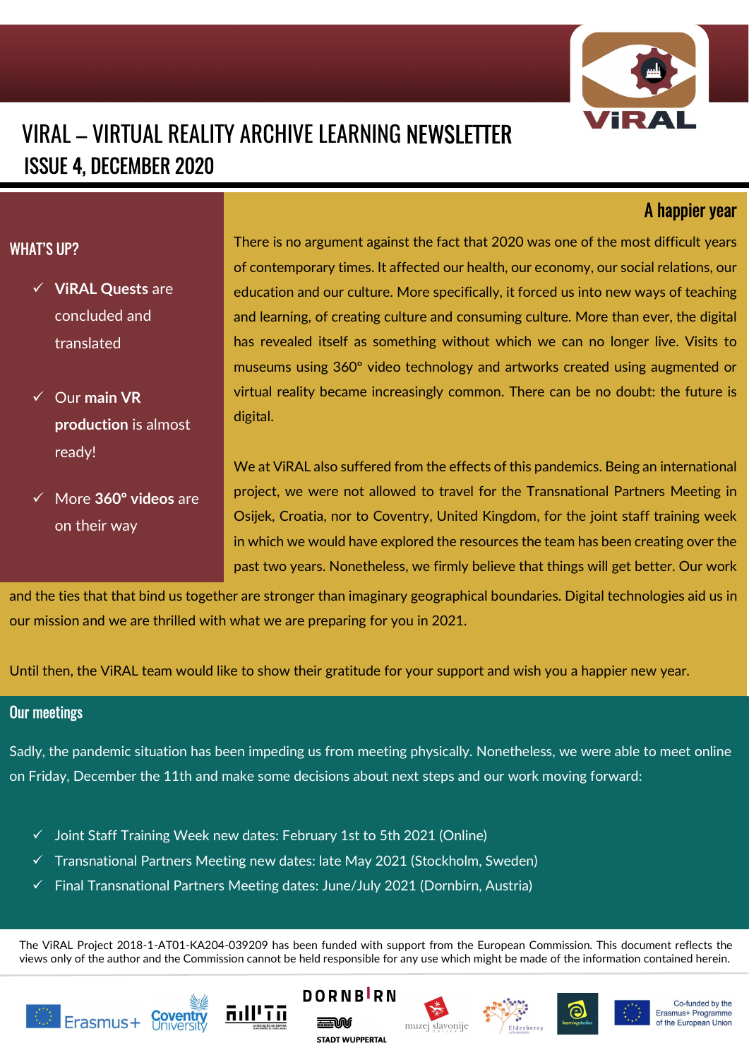# VIRAL – VIRTUAL REALITY ARCHIVE LEARNING NEWSLETTER

## ISSUE 4, DECEMBER 2020

### WHAT'S UP?

- ✓ **ViRAL Quests** are concluded and translated
- ✓ Our **main VR production** is almost ready!
- ✓ More **360° videos** are on their way

### A happier year

There is no argument against the fact that 2020 was one of the most difficult years of contemporary times. It affected our health, our economy, our social relations, our education and our culture. More specifically, it forced us into new ways of teaching and learning, of creating culture and consuming culture. More than ever, the digital has revealed itself as something without which we can no longer live. Visits to museums using 360° video technology and artworks created using augmented or virtual reality became increasingly common. There can be no doubt: the future is digital.

We at ViRAL also suffered from the effects of this pandemics. Being an international project, we were not allowed to travel for the Transnational Partners Meeting in Osijek, Croatia, nor to Coventry, United Kingdom, for the joint staff training week in which we would have explored the resources the team has been creating over the past two years. Nonetheless, we firmly believe that things will get better. Our work and the ties that that bind us together are stronger than imaginary geographical boundaries. Digital technologies aid us in our mission and we are thrilled with what we are preparing for you in 2021.

Until then, the ViRAL team would like to show their gratitude for your support and wish you a happier new year.

### Our meetings

Sadly, the pandemic situation has been impeding us from meeting physically. Nonetheless, we were able to meet online on Friday, December the 11th and make some decisions about next steps and our work moving forward:

- ✓ Joint Staff Training Week new dates: February 1st to 5th 2021 (Online)
- ✓ Transnational Partners Meeting new dates: late May 2021 (Stockholm, Sweden)
- ✓ Final Transnational Partners Meeting dates: June/July 2021 (Dornbirn, Austria)

The ViRAL Project 2018-1-AT01-KA204-039209 has been funded with support from the European Commission. This document reflects the views only of the author and the Commission cannot be held responsible for any use which might be made of the information contained herein.

Erasmus+ · Coventry University · DORNBIRN · STADT WUPPERTAL · muzej slavonije · Elderberry · learningstudios · Co-funded by the Erasmus+ Programme of the European Union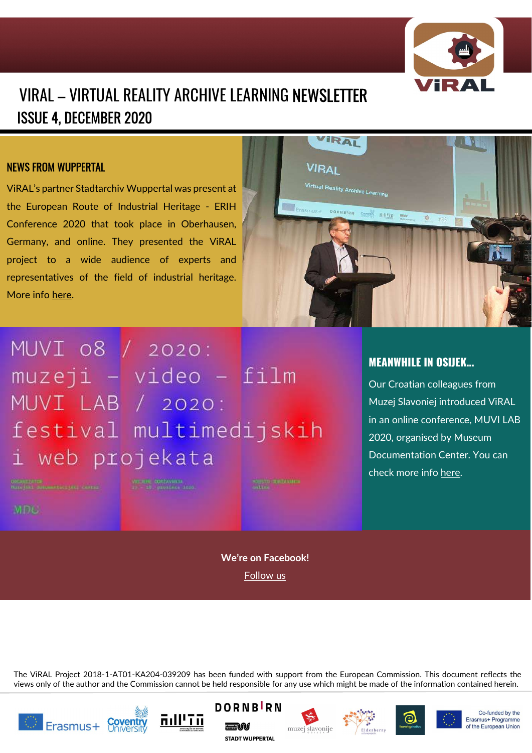# VIRAL – VIRTUAL REALITY ARCHIVE LEARNING NEWSLETTER

## ISSUE 4, DECEMBER 2020

### NEWS FROM WUPPERTAL

ViRAL's partner Stadtarchiv Wuppertal was present at the European Route of Industrial Heritage - ERIH Conference 2020 that took place in Oberhausen, Germany, and online. They presented the ViRAL project to a wide audience of experts and representatives of the field of industrial heritage. More info here.

### MEANWHILE IN OSIJEK...

Our Croatian colleagues from Muzej Slavoniej introduced ViRAL in an online conference, MUVI LAB 2020, organised by Museum Documentation Center. You can check more info here.

**We're on Facebook!**

Follow us

The ViRAL Project 2018-1-AT01-KA204-039209 has been funded with support from the European Commission. This document reflects the views only of the author and the Commission cannot be held responsible for any use which might be made of the information contained herein.